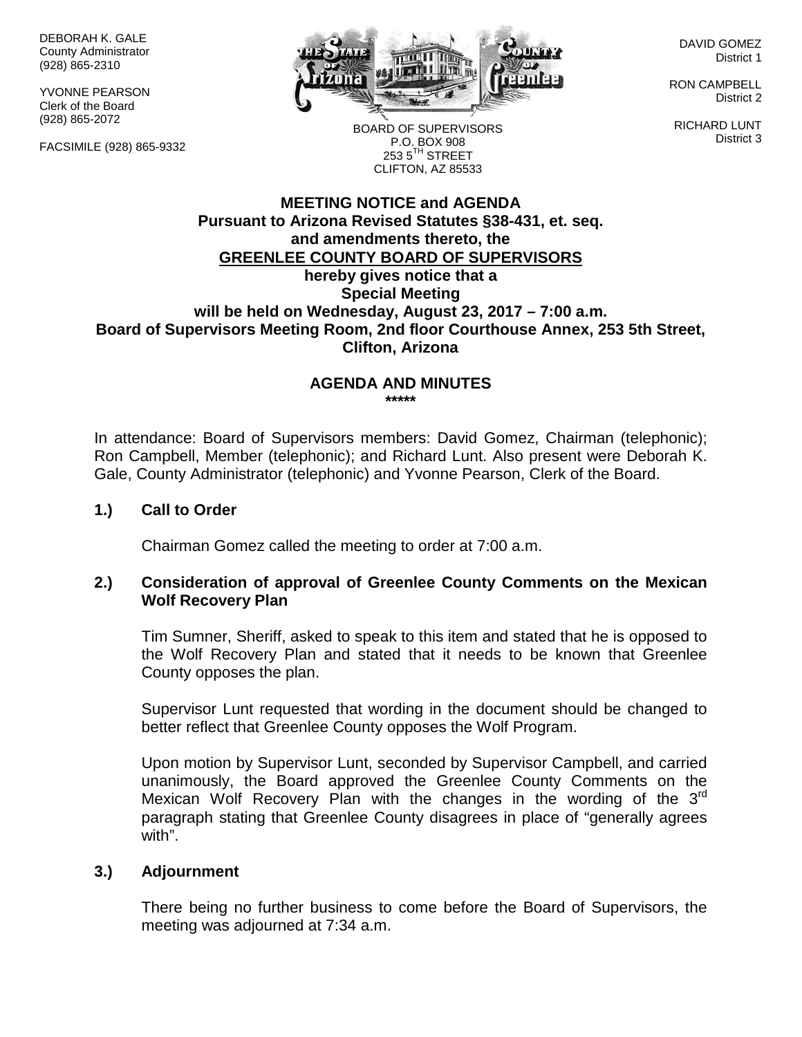DEBORAH K. GALE
County Administrator
(928) 865-2310

YVONNE PEARSON
Clerk of the Board
(928) 865-2072

FACSIMILE (928) 865-9332

BOARD OF SUPERVISORS
P.O. BOX 908
253 5TH STREET
CLIFTON, AZ 85533

DAVID GOMEZ
District 1

RON CAMPBELL
District 2

RICHARD LUNT
District 3

**MEETING NOTICE and AGENDA**
**Pursuant to Arizona Revised Statutes §38-431, et. seq.**
**and amendments thereto, the**
**GREENLEE COUNTY BOARD OF SUPERVISORS**
**hereby gives notice that a**
**Special Meeting**
**will be held on Wednesday, August 23, 2017 – 7:00 a.m.**
**Board of Supervisors Meeting Room, 2nd floor Courthouse Annex, 253 5th Street, Clifton, Arizona**

**AGENDA AND MINUTES**
**\*\*\*\*\***

In attendance: Board of Supervisors members: David Gomez, Chairman (telephonic); Ron Campbell, Member (telephonic); and Richard Lunt. Also present were Deborah K. Gale, County Administrator (telephonic) and Yvonne Pearson, Clerk of the Board.

**1.) Call to Order**

Chairman Gomez called the meeting to order at 7:00 a.m.

**2.) Consideration of approval of Greenlee County Comments on the Mexican Wolf Recovery Plan**

Tim Sumner, Sheriff, asked to speak to this item and stated that he is opposed to the Wolf Recovery Plan and stated that it needs to be known that Greenlee County opposes the plan.

Supervisor Lunt requested that wording in the document should be changed to better reflect that Greenlee County opposes the Wolf Program.

Upon motion by Supervisor Lunt, seconded by Supervisor Campbell, and carried unanimously, the Board approved the Greenlee County Comments on the Mexican Wolf Recovery Plan with the changes in the wording of the 3rd paragraph stating that Greenlee County disagrees in place of "generally agrees with".

**3.) Adjournment**

There being no further business to come before the Board of Supervisors, the meeting was adjourned at 7:34 a.m.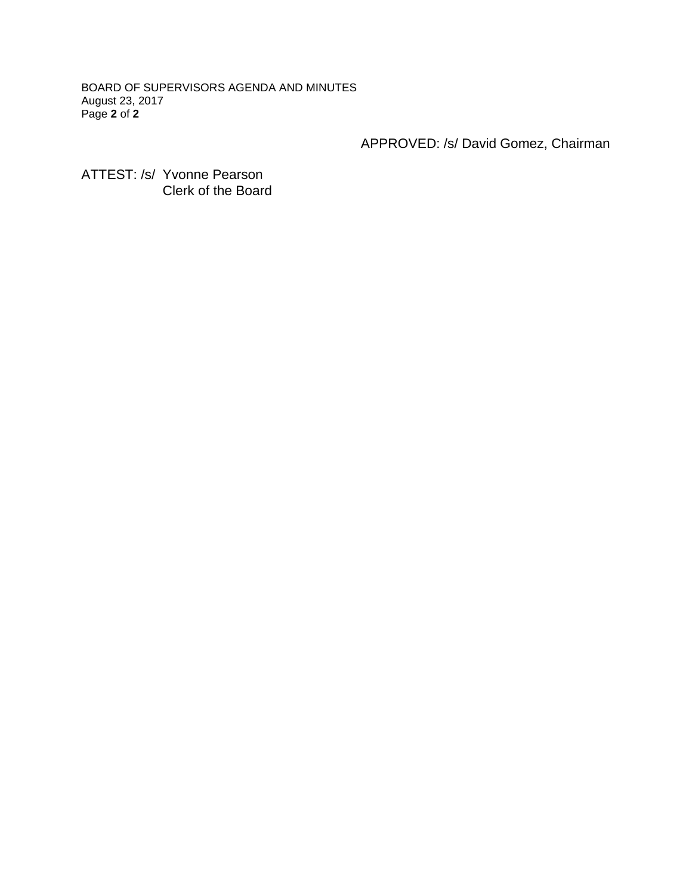APPROVED: /s/ David Gomez, Chairman

ATTEST: /s/ Yvonne Pearson
Clerk of the Board